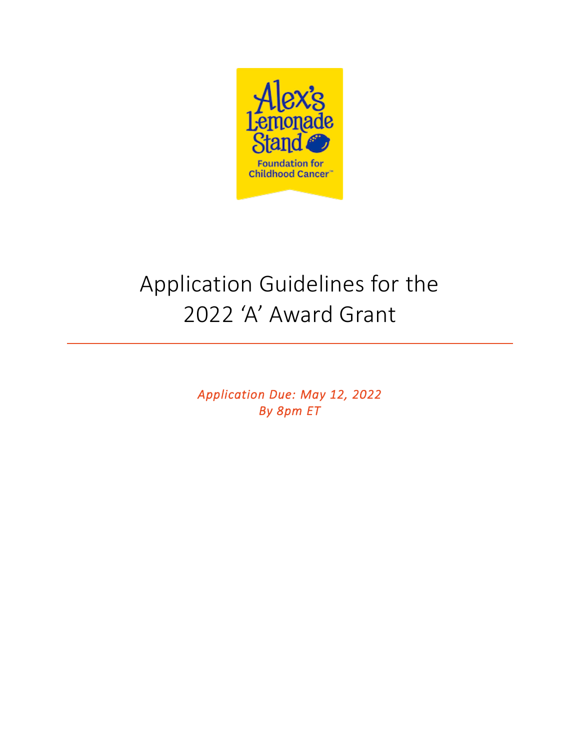# Application Guidelines for the 2022 'A' Award Grant

*Application Due: May 12, 2022*
*By 8pm ET*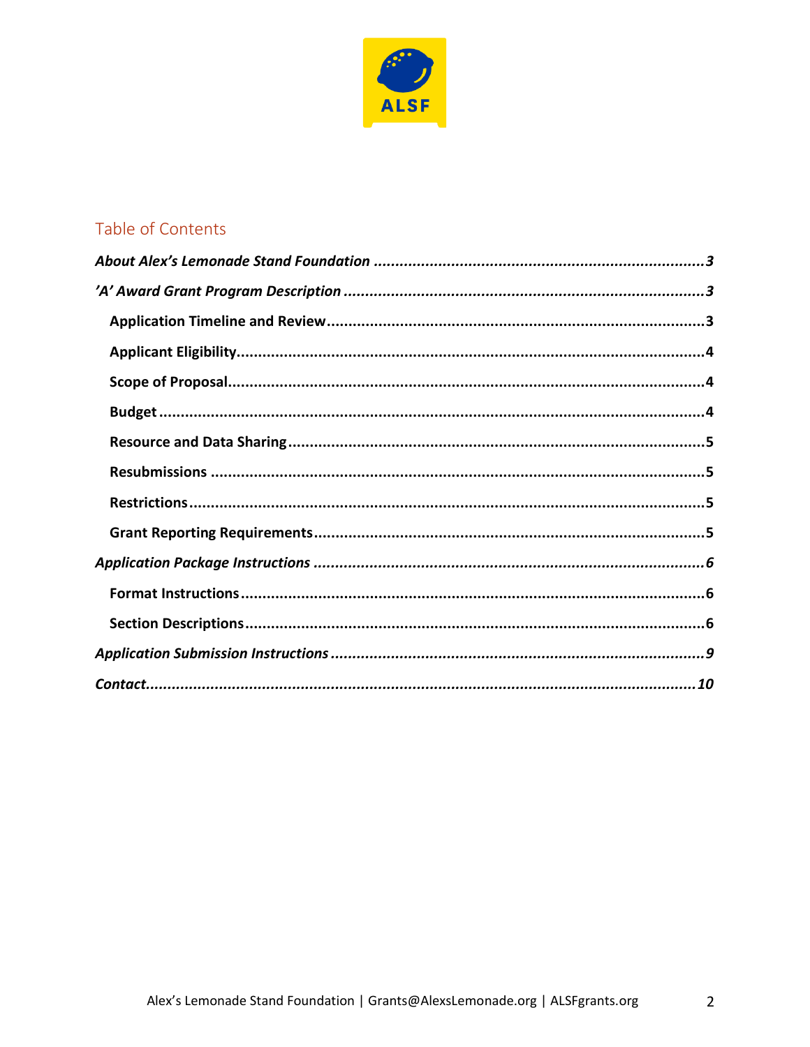## Table of Contents

***About Alex's Lemonade Stand Foundation*** ........................................................................ ***3***

***'A' Award Grant Program Description*** ................................................................................ ***3***

- **Application Timeline and Review** ....................................................................................... **3**
- **Applicant Eligibility** ............................................................................................................ **4**
- **Scope of Proposal** ................................................................................................................ **4**
- **Budget** ................................................................................................................................ **4**
- **Resource and Data Sharing** ................................................................................................. **5**
- **Resubmissions** .................................................................................................................... **5**
- **Restrictions** ......................................................................................................................... **5**
- **Grant Reporting Requirements** ........................................................................................... **5**

***Application Package Instructions*** ........................................................................................ ***6***

- **Format Instructions** ............................................................................................................ **6**
- **Section Descriptions** ........................................................................................................... **6**

***Application Submission Instructions*** .................................................................................... ***9***

***Contact*** ................................................................................................................................. ***10***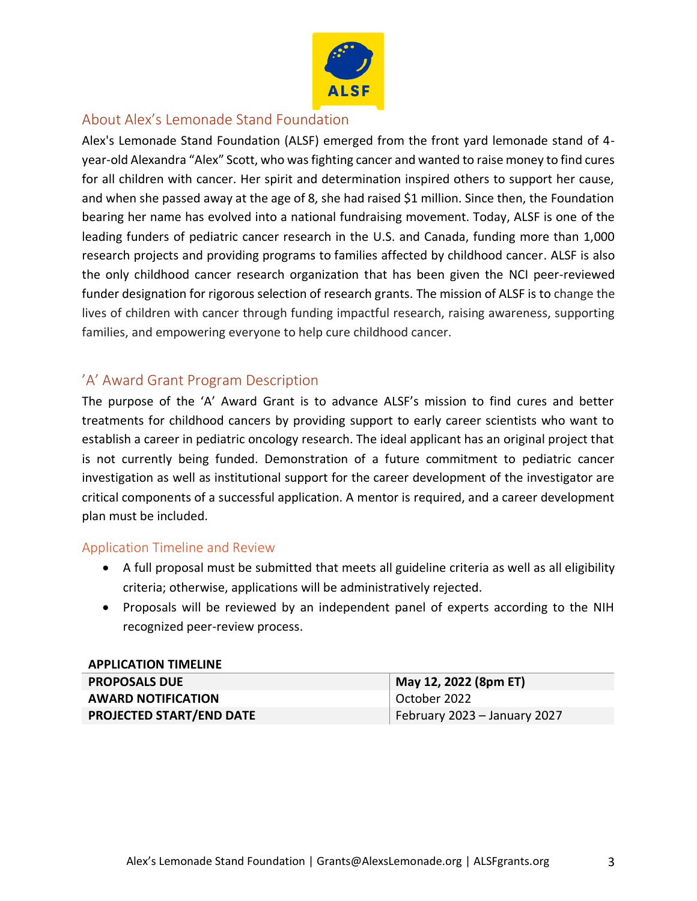## About Alex's Lemonade Stand Foundation

Alex's Lemonade Stand Foundation (ALSF) emerged from the front yard lemonade stand of 4-year-old Alexandra "Alex" Scott, who was fighting cancer and wanted to raise money to find cures for all children with cancer. Her spirit and determination inspired others to support her cause, and when she passed away at the age of 8, she had raised $1 million. Since then, the Foundation bearing her name has evolved into a national fundraising movement. Today, ALSF is one of the leading funders of pediatric cancer research in the U.S. and Canada, funding more than 1,000 research projects and providing programs to families affected by childhood cancer. ALSF is also the only childhood cancer research organization that has been given the NCI peer-reviewed funder designation for rigorous selection of research grants. The mission of ALSF is to change the lives of children with cancer through funding impactful research, raising awareness, supporting families, and empowering everyone to help cure childhood cancer.

## 'A' Award Grant Program Description

The purpose of the 'A' Award Grant is to advance ALSF's mission to find cures and better treatments for childhood cancers by providing support to early career scientists who want to establish a career in pediatric oncology research. The ideal applicant has an original project that is not currently being funded. Demonstration of a future commitment to pediatric cancer investigation as well as institutional support for the career development of the investigator are critical components of a successful application. A mentor is required, and a career development plan must be included.

### Application Timeline and Review

- A full proposal must be submitted that meets all guideline criteria as well as all eligibility criteria; otherwise, applications will be administratively rejected.
- Proposals will be reviewed by an independent panel of experts according to the NIH recognized peer-review process.

**APPLICATION TIMELINE**

| | |
|---|---|
| **PROPOSALS DUE** | **May 12, 2022 (8pm ET)** |
| **AWARD NOTIFICATION** | October 2022 |
| **PROJECTED START/END DATE** | February 2023 – January 2027 |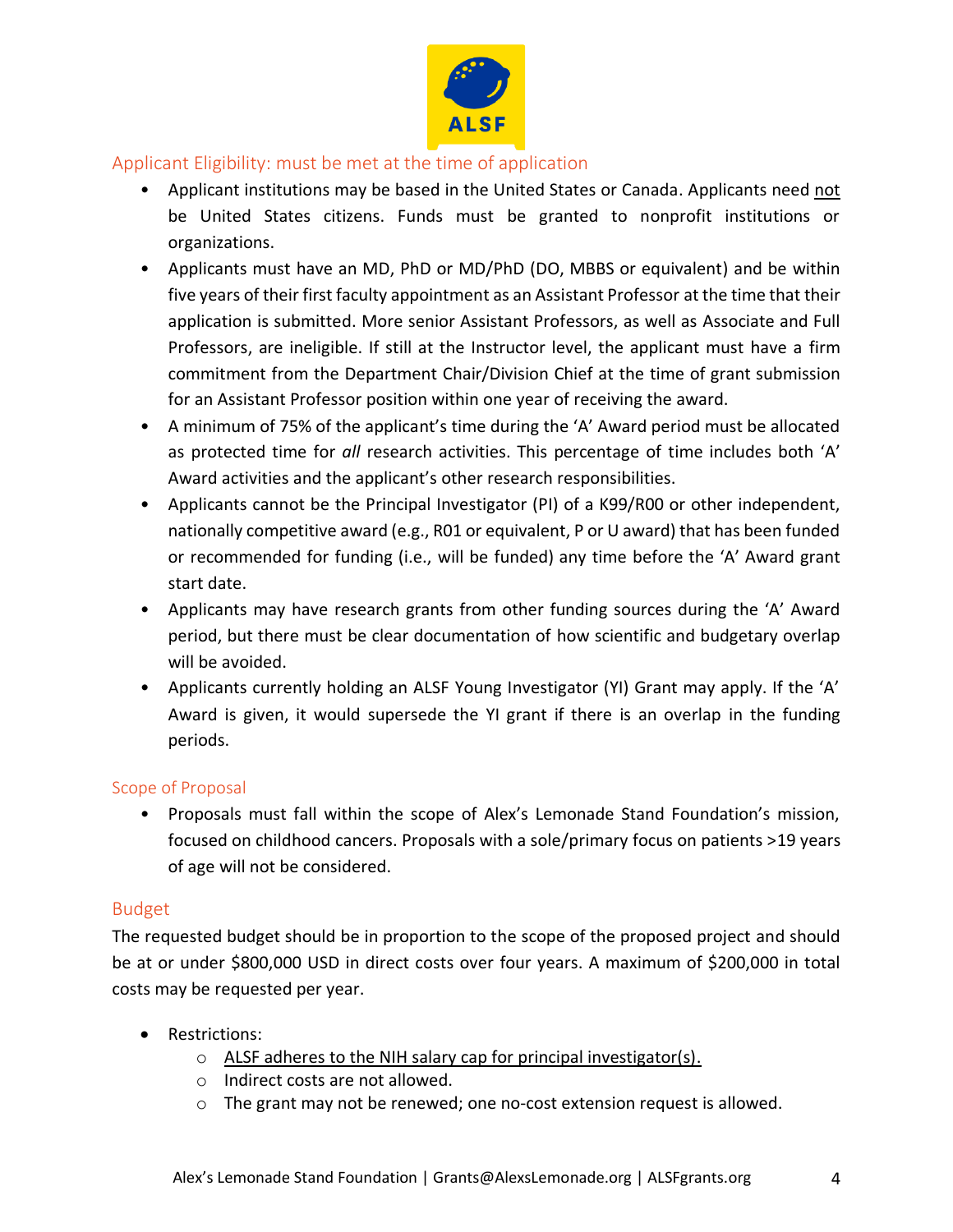## Applicant Eligibility: must be met at the time of application

- Applicant institutions may be based in the United States or Canada. Applicants need not be United States citizens. Funds must be granted to nonprofit institutions or organizations.
- Applicants must have an MD, PhD or MD/PhD (DO, MBBS or equivalent) and be within five years of their first faculty appointment as an Assistant Professor at the time that their application is submitted. More senior Assistant Professors, as well as Associate and Full Professors, are ineligible. If still at the Instructor level, the applicant must have a firm commitment from the Department Chair/Division Chief at the time of grant submission for an Assistant Professor position within one year of receiving the award.
- A minimum of 75% of the applicant's time during the 'A' Award period must be allocated as protected time for *all* research activities. This percentage of time includes both 'A' Award activities and the applicant's other research responsibilities.
- Applicants cannot be the Principal Investigator (PI) of a K99/R00 or other independent, nationally competitive award (e.g., R01 or equivalent, P or U award) that has been funded or recommended for funding (i.e., will be funded) any time before the 'A' Award grant start date.
- Applicants may have research grants from other funding sources during the 'A' Award period, but there must be clear documentation of how scientific and budgetary overlap will be avoided.
- Applicants currently holding an ALSF Young Investigator (YI) Grant may apply. If the 'A' Award is given, it would supersede the YI grant if there is an overlap in the funding periods.

## Scope of Proposal

- Proposals must fall within the scope of Alex's Lemonade Stand Foundation's mission, focused on childhood cancers. Proposals with a sole/primary focus on patients >19 years of age will not be considered.

## Budget

The requested budget should be in proportion to the scope of the proposed project and should be at or under $800,000 USD in direct costs over four years. A maximum of $200,000 in total costs may be requested per year.

- Restrictions:
  - ALSF adheres to the NIH salary cap for principal investigator(s).
  - Indirect costs are not allowed.
  - The grant may not be renewed; one no-cost extension request is allowed.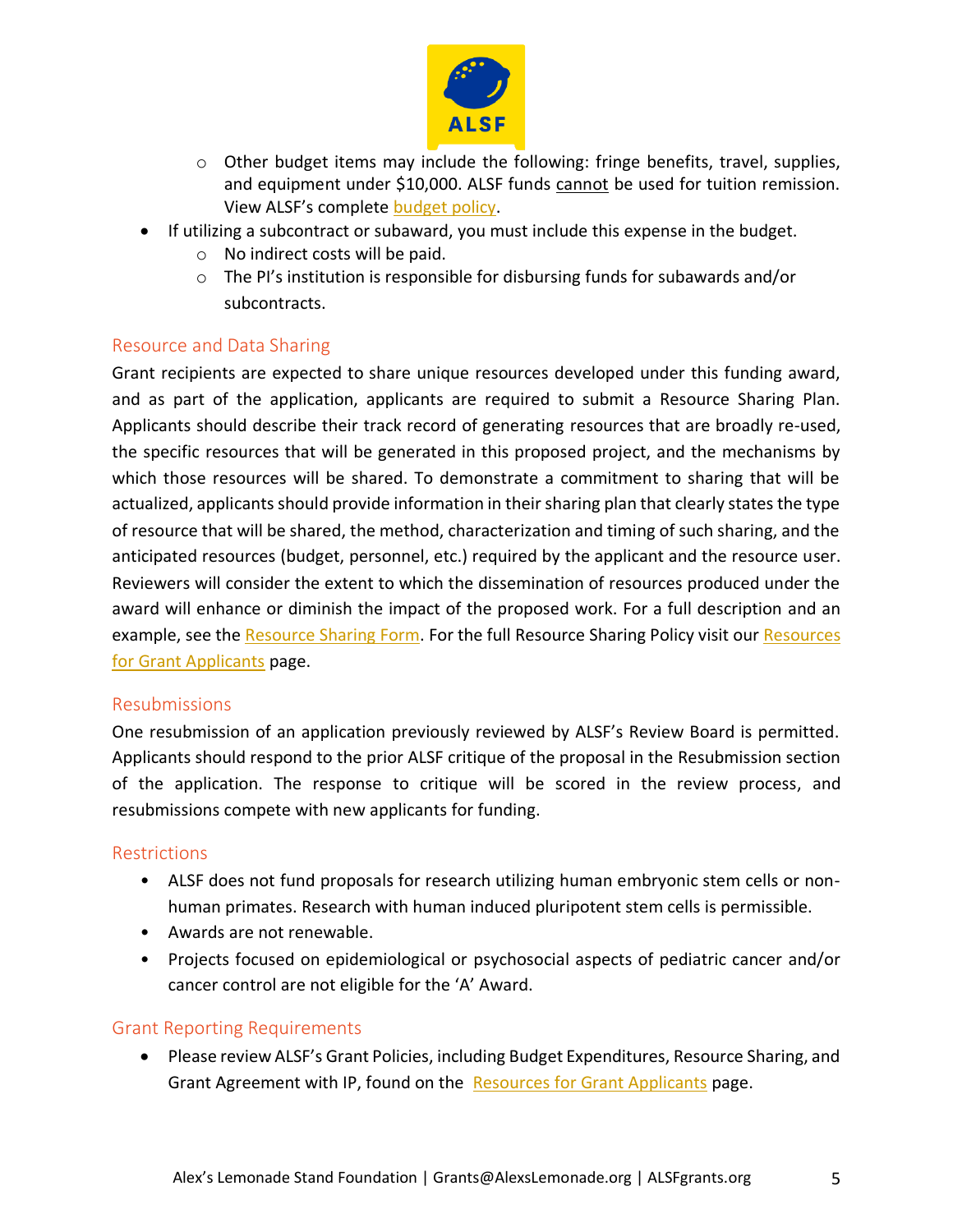- Other budget items may include the following: fringe benefits, travel, supplies, and equipment under $10,000. ALSF funds <u>cannot</u> be used for tuition remission. View ALSF's complete budget policy.
- If utilizing a subcontract or subaward, you must include this expense in the budget.
    - No indirect costs will be paid.
    - The PI's institution is responsible for disbursing funds for subawards and/or subcontracts.

## Resource and Data Sharing

Grant recipients are expected to share unique resources developed under this funding award, and as part of the application, applicants are required to submit a Resource Sharing Plan. Applicants should describe their track record of generating resources that are broadly re-used, the specific resources that will be generated in this proposed project, and the mechanisms by which those resources will be shared. To demonstrate a commitment to sharing that will be actualized, applicants should provide information in their sharing plan that clearly states the type of resource that will be shared, the method, characterization and timing of such sharing, and the anticipated resources (budget, personnel, etc.) required by the applicant and the resource user. Reviewers will consider the extent to which the dissemination of resources produced under the award will enhance or diminish the impact of the proposed work. For a full description and an example, see the Resource Sharing Form. For the full Resource Sharing Policy visit our Resources for Grant Applicants page.

## Resubmissions

One resubmission of an application previously reviewed by ALSF's Review Board is permitted. Applicants should respond to the prior ALSF critique of the proposal in the Resubmission section of the application. The response to critique will be scored in the review process, and resubmissions compete with new applicants for funding.

## Restrictions

- ALSF does not fund proposals for research utilizing human embryonic stem cells or non-human primates. Research with human induced pluripotent stem cells is permissible.
- Awards are not renewable.
- Projects focused on epidemiological or psychosocial aspects of pediatric cancer and/or cancer control are not eligible for the 'A' Award.

## Grant Reporting Requirements

- Please review ALSF's Grant Policies, including Budget Expenditures, Resource Sharing, and Grant Agreement with IP, found on the Resources for Grant Applicants page.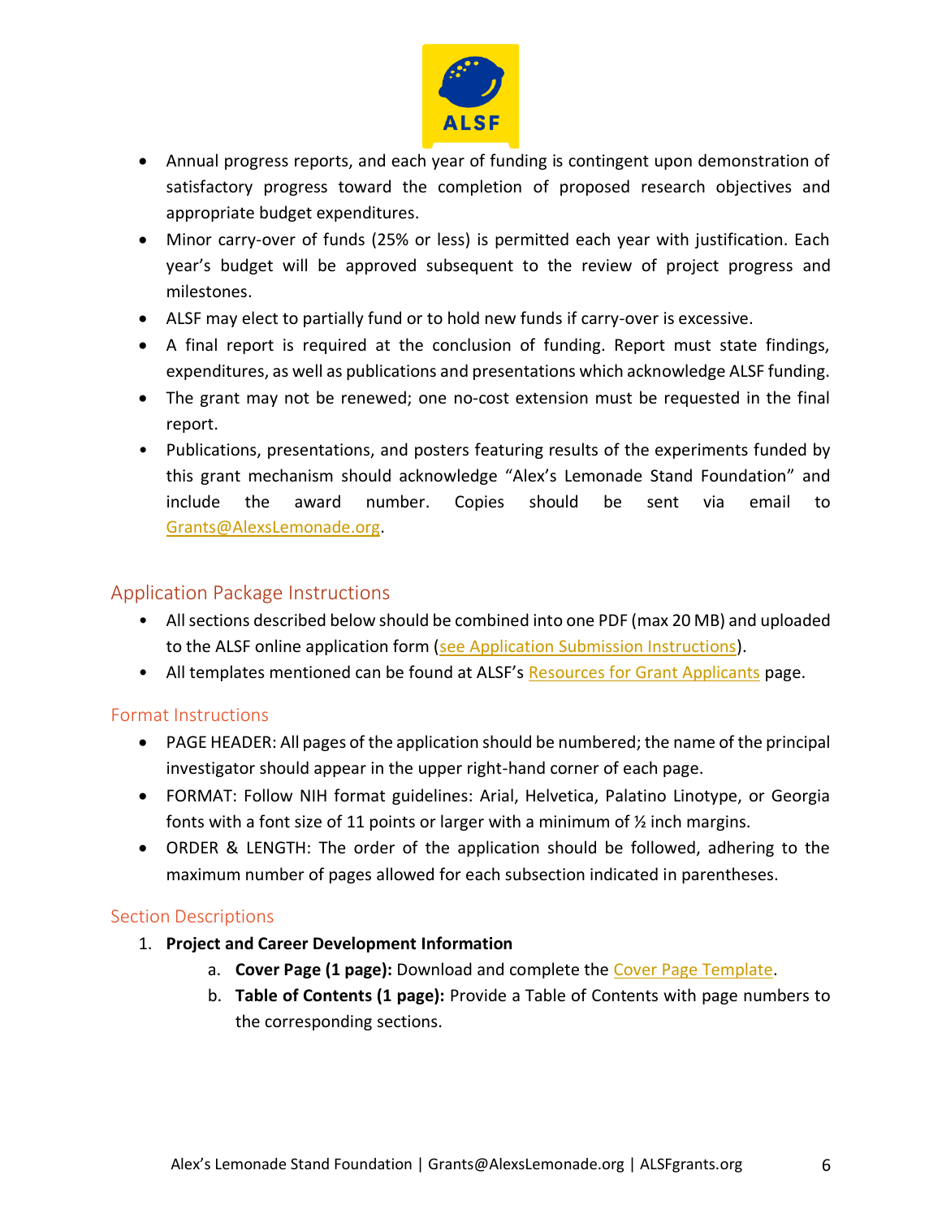- Annual progress reports, and each year of funding is contingent upon demonstration of satisfactory progress toward the completion of proposed research objectives and appropriate budget expenditures.
- Minor carry-over of funds (25% or less) is permitted each year with justification. Each year's budget will be approved subsequent to the review of project progress and milestones.
- ALSF may elect to partially fund or to hold new funds if carry-over is excessive.
- A final report is required at the conclusion of funding. Report must state findings, expenditures, as well as publications and presentations which acknowledge ALSF funding.
- The grant may not be renewed; one no-cost extension must be requested in the final report.
- Publications, presentations, and posters featuring results of the experiments funded by this grant mechanism should acknowledge "Alex's Lemonade Stand Foundation" and include the award number. Copies should be sent via email to Grants@AlexsLemonade.org.

## Application Package Instructions

- All sections described below should be combined into one PDF (max 20 MB) and uploaded to the ALSF online application form (see Application Submission Instructions).
- All templates mentioned can be found at ALSF's Resources for Grant Applicants page.

### Format Instructions

- PAGE HEADER: All pages of the application should be numbered; the name of the principal investigator should appear in the upper right-hand corner of each page.
- FORMAT: Follow NIH format guidelines: Arial, Helvetica, Palatino Linotype, or Georgia fonts with a font size of 11 points or larger with a minimum of ½ inch margins.
- ORDER & LENGTH: The order of the application should be followed, adhering to the maximum number of pages allowed for each subsection indicated in parentheses.

### Section Descriptions

1. **Project and Career Development Information**
   a. **Cover Page (1 page):** Download and complete the Cover Page Template.
   b. **Table of Contents (1 page):** Provide a Table of Contents with page numbers to the corresponding sections.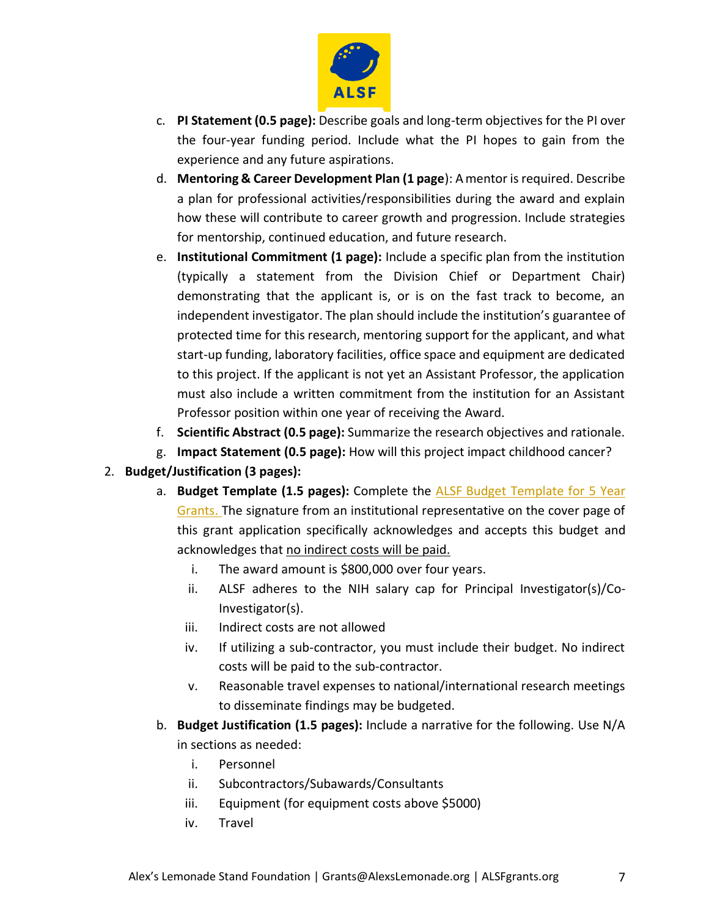c. **PI Statement (0.5 page):** Describe goals and long-term objectives for the PI over the four-year funding period. Include what the PI hopes to gain from the experience and any future aspirations.

d. **Mentoring & Career Development Plan (1 page**): A mentor is required. Describe a plan for professional activities/responsibilities during the award and explain how these will contribute to career growth and progression. Include strategies for mentorship, continued education, and future research.

e. **Institutional Commitment (1 page):** Include a specific plan from the institution (typically a statement from the Division Chief or Department Chair) demonstrating that the applicant is, or is on the fast track to become, an independent investigator. The plan should include the institution's guarantee of protected time for this research, mentoring support for the applicant, and what start-up funding, laboratory facilities, office space and equipment are dedicated to this project. If the applicant is not yet an Assistant Professor, the application must also include a written commitment from the institution for an Assistant Professor position within one year of receiving the Award.

f. **Scientific Abstract (0.5 page):** Summarize the research objectives and rationale.

g. **Impact Statement (0.5 page):** How will this project impact childhood cancer?

2. **Budget/Justification (3 pages):**

   a. **Budget Template (1.5 pages):** Complete the ALSF Budget Template for 5 Year Grants. The signature from an institutional representative on the cover page of this grant application specifically acknowledges and accepts this budget and acknowledges that <u>no indirect costs will be paid.</u>

      i. The award amount is $800,000 over four years.

      ii. ALSF adheres to the NIH salary cap for Principal Investigator(s)/Co-Investigator(s).

      iii. Indirect costs are not allowed

      iv. If utilizing a sub-contractor, you must include their budget. No indirect costs will be paid to the sub-contractor.

      v. Reasonable travel expenses to national/international research meetings to disseminate findings may be budgeted.

   b. **Budget Justification (1.5 pages):** Include a narrative for the following. Use N/A in sections as needed:

      i. Personnel

      ii. Subcontractors/Subawards/Consultants

      iii. Equipment (for equipment costs above $5000)

      iv. Travel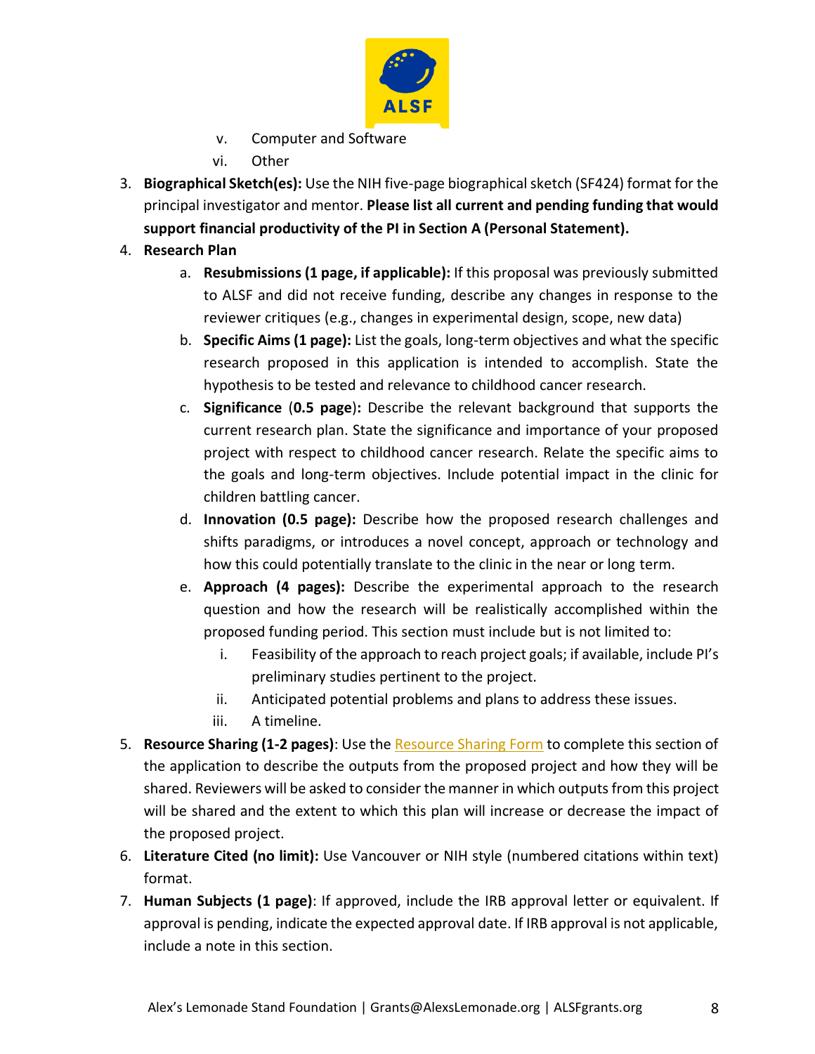v. Computer and Software
   vi. Other

3. **Biographical Sketch(es):** Use the NIH five-page biographical sketch (SF424) format for the principal investigator and mentor. **Please list all current and pending funding that would support financial productivity of the PI in Section A (Personal Statement).**
4. **Research Plan**
   a. **Resubmissions (1 page, if applicable):** If this proposal was previously submitted to ALSF and did not receive funding, describe any changes in response to the reviewer critiques (e.g., changes in experimental design, scope, new data)
   b. **Specific Aims (1 page):** List the goals, long-term objectives and what the specific research proposed in this application is intended to accomplish. State the hypothesis to be tested and relevance to childhood cancer research.
   c. **Significance** (**0.5 page**)**:** Describe the relevant background that supports the current research plan. State the significance and importance of your proposed project with respect to childhood cancer research. Relate the specific aims to the goals and long-term objectives. Include potential impact in the clinic for children battling cancer.
   d. **Innovation (0.5 page):** Describe how the proposed research challenges and shifts paradigms, or introduces a novel concept, approach or technology and how this could potentially translate to the clinic in the near or long term.
   e. **Approach (4 pages):** Describe the experimental approach to the research question and how the research will be realistically accomplished within the proposed funding period. This section must include but is not limited to:
      i. Feasibility of the approach to reach project goals; if available, include PI's preliminary studies pertinent to the project.
      ii. Anticipated potential problems and plans to address these issues.
      iii. A timeline.
5. **Resource Sharing (1-2 pages)**: Use the Resource Sharing Form to complete this section of the application to describe the outputs from the proposed project and how they will be shared. Reviewers will be asked to consider the manner in which outputs from this project will be shared and the extent to which this plan will increase or decrease the impact of the proposed project.
6. **Literature Cited (no limit):** Use Vancouver or NIH style (numbered citations within text) format.
7. **Human Subjects (1 page)**: If approved, include the IRB approval letter or equivalent. If approval is pending, indicate the expected approval date. If IRB approval is not applicable, include a note in this section.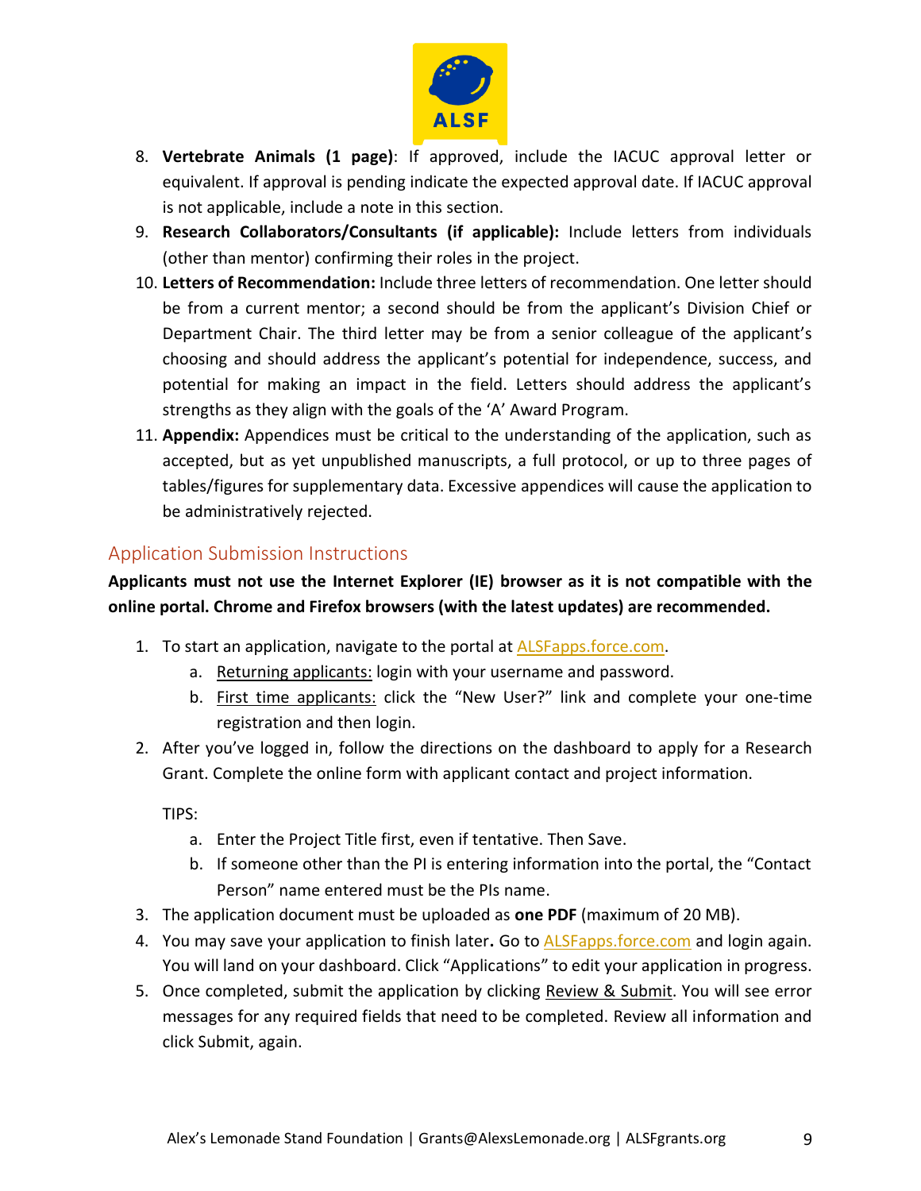8. **Vertebrate Animals (1 page)**: If approved, include the IACUC approval letter or equivalent. If approval is pending indicate the expected approval date. If IACUC approval is not applicable, include a note in this section.
9. **Research Collaborators/Consultants (if applicable):** Include letters from individuals (other than mentor) confirming their roles in the project.
10. **Letters of Recommendation:** Include three letters of recommendation. One letter should be from a current mentor; a second should be from the applicant's Division Chief or Department Chair. The third letter may be from a senior colleague of the applicant's choosing and should address the applicant's potential for independence, success, and potential for making an impact in the field. Letters should address the applicant's strengths as they align with the goals of the 'A' Award Program.
11. **Appendix:** Appendices must be critical to the understanding of the application, such as accepted, but as yet unpublished manuscripts, a full protocol, or up to three pages of tables/figures for supplementary data. Excessive appendices will cause the application to be administratively rejected.

## Application Submission Instructions

**Applicants must not use the Internet Explorer (IE) browser as it is not compatible with the online portal. Chrome and Firefox browsers (with the latest updates) are recommended.**

1. To start an application, navigate to the portal at ALSFapps.force.com.
   a. Returning applicants: login with your username and password.
   b. First time applicants: click the "New User?" link and complete your one-time registration and then login.
2. After you've logged in, follow the directions on the dashboard to apply for a Research Grant. Complete the online form with applicant contact and project information.

   TIPS:
   a. Enter the Project Title first, even if tentative. Then Save.
   b. If someone other than the PI is entering information into the portal, the "Contact Person" name entered must be the PIs name.
3. The application document must be uploaded as **one PDF** (maximum of 20 MB).
4. You may save your application to finish later**.** Go to ALSFapps.force.com and login again. You will land on your dashboard. Click "Applications" to edit your application in progress.
5. Once completed, submit the application by clicking Review & Submit. You will see error messages for any required fields that need to be completed. Review all information and click Submit, again.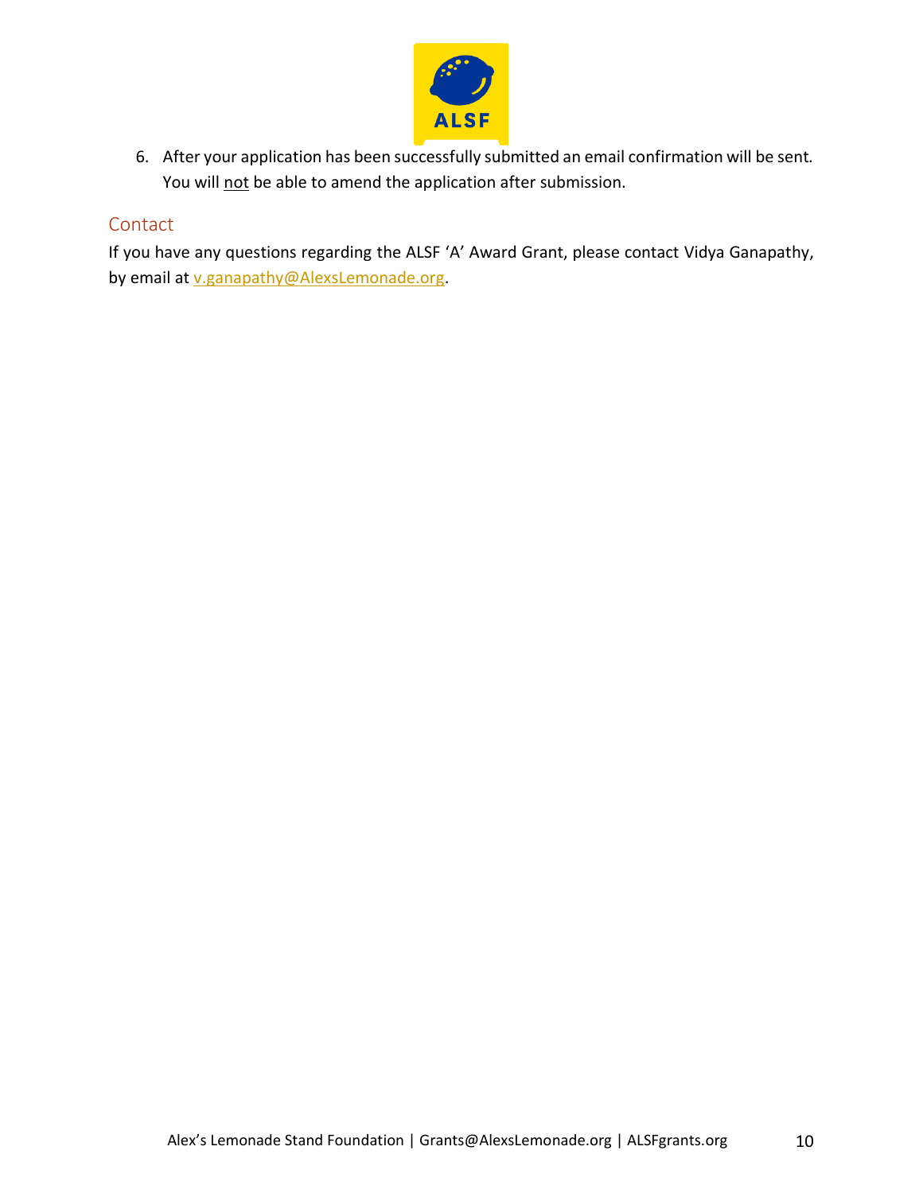6. After your application has been successfully submitted an email confirmation will be sent. You will not be able to amend the application after submission.

## Contact

If you have any questions regarding the ALSF 'A' Award Grant, please contact Vidya Ganapathy, by email at v.ganapathy@AlexsLemonade.org.